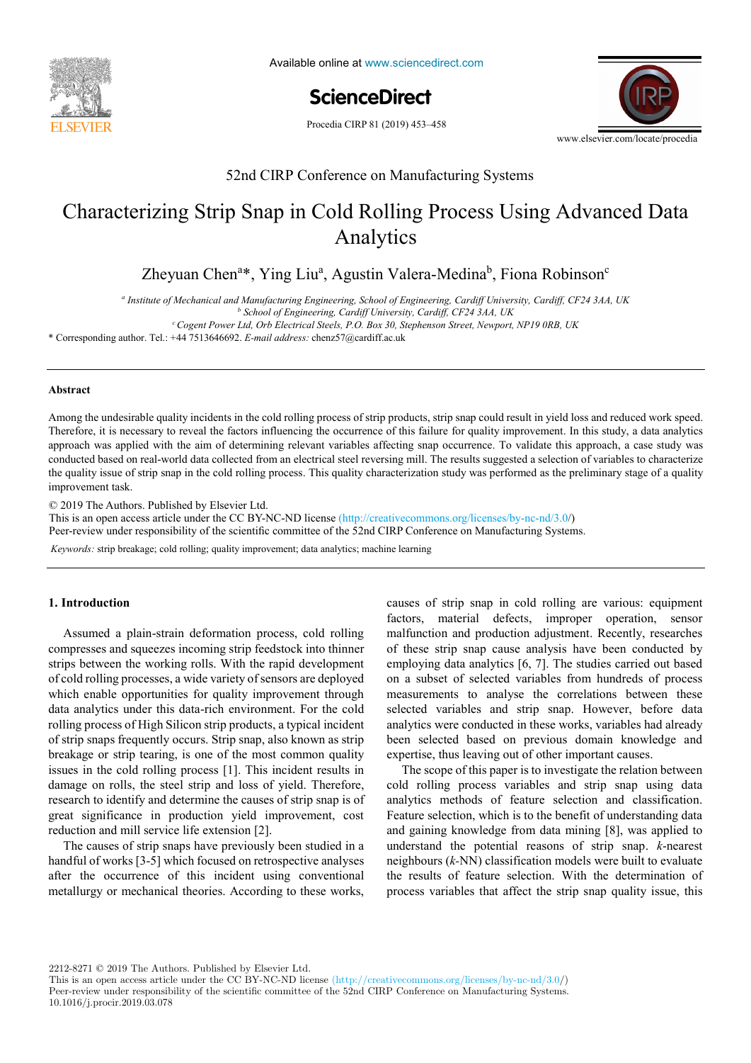52nd CIRP Conference on Manufacturing Systems

# Characterizing Strip Snap in Cold Rolling Process Using Advanced Data Analytics

Zheyuan Chen[a]*, Ying Liu[a], Agustin Valera-Medina[b], Fiona Robinson[c]

[a] *Institute of Mechanical and Manufacturing Engineering, School of Engineering, Cardiff University, Cardiff, CF24 3AA, UK*
[b] *School of Engineering, Cardiff University, Cardiff, CF24 3AA, UK*
[c] *Cogent Power Ltd, Orb Electrical Steels, P.O. Box 30, Stephenson Street, Newport, NP19 0RB, UK*

\* Corresponding author. Tel.: +44 7513646692. *E-mail address:* chenz57@cardiff.ac.uk

### Abstract

Among the undesirable quality incidents in the cold rolling process of strip products, strip snap could result in yield loss and reduced work speed. Therefore, it is necessary to reveal the factors influencing the occurrence of this failure for quality improvement. In this study, a data analytics approach was applied with the aim of determining relevant variables affecting snap occurrence. To validate this approach, a case study was conducted based on real-world data collected from an electrical steel reversing mill. The results suggested a selection of variables to characterize the quality issue of strip snap in the cold rolling process. This quality characterization study was performed as the preliminary stage of a quality improvement task.

© 2019 The Authors. Published by Elsevier Ltd.
This is an open access article under the CC BY-NC-ND license (http://creativecommons.org/licenses/by-nc-nd/3.0/)
Peer-review under responsibility of the scientific committee of the 52nd CIRP Conference on Manufacturing Systems.

*Keywords:* strip breakage; cold rolling; quality improvement; data analytics; machine learning

## 1. Introduction

Assumed a plain-strain deformation process, cold rolling compresses and squeezes incoming strip feedstock into thinner strips between the working rolls. With the rapid development of cold rolling processes, a wide variety of sensors are deployed which enable opportunities for quality improvement through data analytics under this data-rich environment. For the cold rolling process of High Silicon strip products, a typical incident of strip snaps frequently occurs. Strip snap, also known as strip breakage or strip tearing, is one of the most common quality issues in the cold rolling process [1]. This incident results in damage on rolls, the steel strip and loss of yield. Therefore, research to identify and determine the causes of strip snap is of great significance in production yield improvement, cost reduction and mill service life extension [2].

The causes of strip snaps have previously been studied in a handful of works [3-5] which focused on retrospective analyses after the occurrence of this incident using conventional metallurgy or mechanical theories. According to these works, causes of strip snap in cold rolling are various: equipment factors, material defects, improper operation, sensor malfunction and production adjustment. Recently, researches of these strip snap cause analysis have been conducted by employing data analytics [6, 7]. The studies carried out based on a subset of selected variables from hundreds of process measurements to analyse the correlations between these selected variables and strip snap. However, before data analytics were conducted in these works, variables had already been selected based on previous domain knowledge and expertise, thus leaving out of other important causes.

The scope of this paper is to investigate the relation between cold rolling process variables and strip snap using data analytics methods of feature selection and classification. Feature selection, which is to the benefit of understanding data and gaining knowledge from data mining [8], was applied to understand the potential reasons of strip snap. *k*-nearest neighbours (*k*-NN) classification models were built to evaluate the results of feature selection. With the determination of process variables that affect the strip snap quality issue, this

2212-8271 © 2019 The Authors. Published by Elsevier Ltd.
This is an open access article under the CC BY-NC-ND license (http://creativecommons.org/licenses/by-nc-nd/3.0/)
Peer-review under responsibility of the scientific committee of the 52nd CIRP Conference on Manufacturing Systems.
10.1016/j.procir.2019.03.078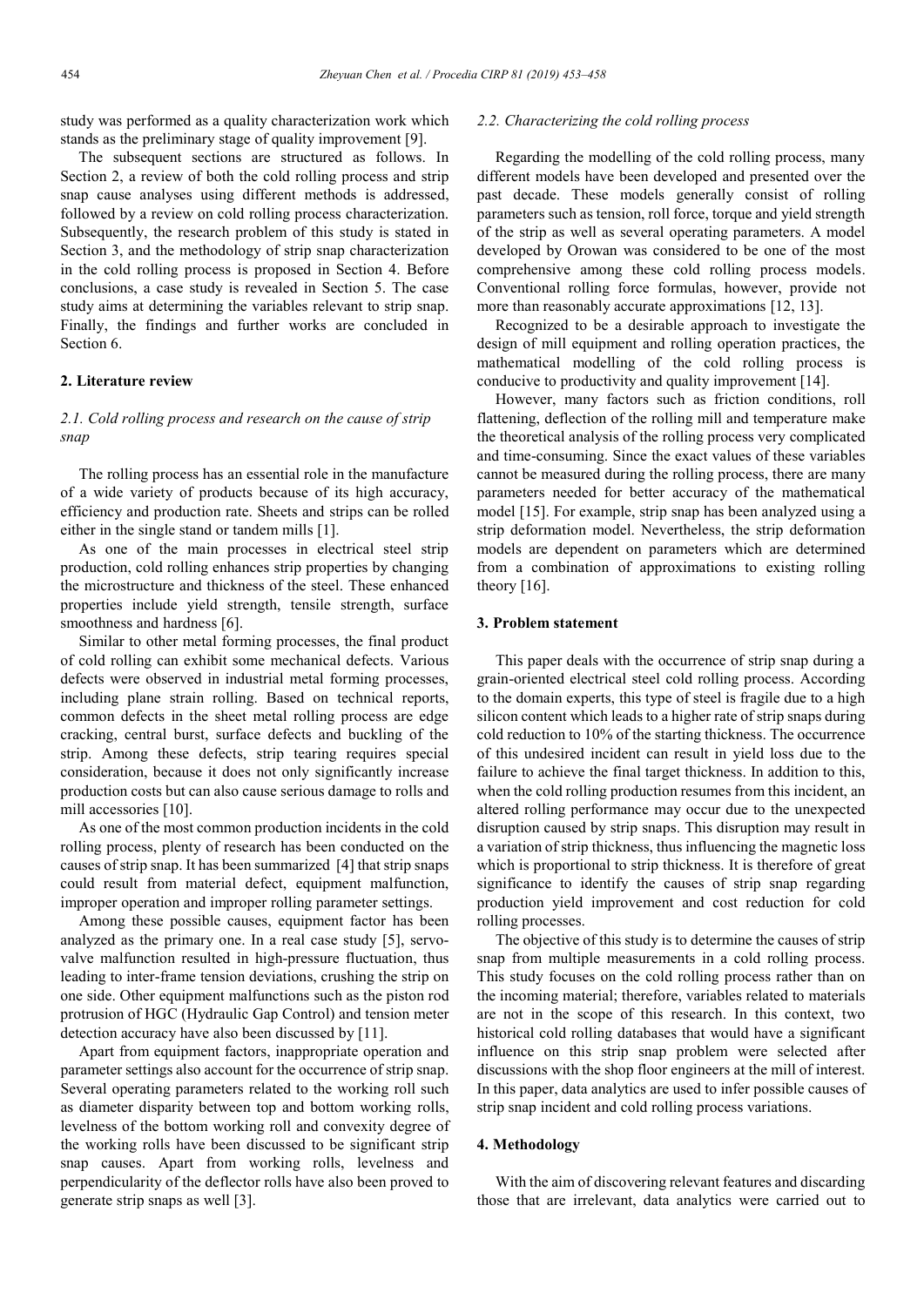study was performed as a quality characterization work which stands as the preliminary stage of quality improvement [9].

The subsequent sections are structured as follows. In Section 2, a review of both the cold rolling process and strip snap cause analyses using different methods is addressed, followed by a review on cold rolling process characterization. Subsequently, the research problem of this study is stated in Section 3, and the methodology of strip snap characterization in the cold rolling process is proposed in Section 4. Before conclusions, a case study is revealed in Section 5. The case study aims at determining the variables relevant to strip snap. Finally, the findings and further works are concluded in Section 6.

## 2. Literature review

### *2.1. Cold rolling process and research on the cause of strip snap*

The rolling process has an essential role in the manufacture of a wide variety of products because of its high accuracy, efficiency and production rate. Sheets and strips can be rolled either in the single stand or tandem mills [1].

As one of the main processes in electrical steel strip production, cold rolling enhances strip properties by changing the microstructure and thickness of the steel. These enhanced properties include yield strength, tensile strength, surface smoothness and hardness [6].

Similar to other metal forming processes, the final product of cold rolling can exhibit some mechanical defects. Various defects were observed in industrial metal forming processes, including plane strain rolling. Based on technical reports, common defects in the sheet metal rolling process are edge cracking, central burst, surface defects and buckling of the strip. Among these defects, strip tearing requires special consideration, because it does not only significantly increase production costs but can also cause serious damage to rolls and mill accessories [10].

As one of the most common production incidents in the cold rolling process, plenty of research has been conducted on the causes of strip snap. It has been summarized [4] that strip snaps could result from material defect, equipment malfunction, improper operation and improper rolling parameter settings.

Among these possible causes, equipment factor has been analyzed as the primary one. In a real case study [5], servo-valve malfunction resulted in high-pressure fluctuation, thus leading to inter-frame tension deviations, crushing the strip on one side. Other equipment malfunctions such as the piston rod protrusion of HGC (Hydraulic Gap Control) and tension meter detection accuracy have also been discussed by [11].

Apart from equipment factors, inappropriate operation and parameter settings also account for the occurrence of strip snap. Several operating parameters related to the working roll such as diameter disparity between top and bottom working rolls, levelness of the bottom working roll and convexity degree of the working rolls have been discussed to be significant strip snap causes. Apart from working rolls, levelness and perpendicularity of the deflector rolls have also been proved to generate strip snaps as well [3].

### *2.2. Characterizing the cold rolling process*

Regarding the modelling of the cold rolling process, many different models have been developed and presented over the past decade. These models generally consist of rolling parameters such as tension, roll force, torque and yield strength of the strip as well as several operating parameters. A model developed by Orowan was considered to be one of the most comprehensive among these cold rolling process models. Conventional rolling force formulas, however, provide not more than reasonably accurate approximations [12, 13].

Recognized to be a desirable approach to investigate the design of mill equipment and rolling operation practices, the mathematical modelling of the cold rolling process is conducive to productivity and quality improvement [14].

However, many factors such as friction conditions, roll flattening, deflection of the rolling mill and temperature make the theoretical analysis of the rolling process very complicated and time-consuming. Since the exact values of these variables cannot be measured during the rolling process, there are many parameters needed for better accuracy of the mathematical model [15]. For example, strip snap has been analyzed using a strip deformation model. Nevertheless, the strip deformation models are dependent on parameters which are determined from a combination of approximations to existing rolling theory [16].

## 3. Problem statement

This paper deals with the occurrence of strip snap during a grain-oriented electrical steel cold rolling process. According to the domain experts, this type of steel is fragile due to a high silicon content which leads to a higher rate of strip snaps during cold reduction to 10% of the starting thickness. The occurrence of this undesired incident can result in yield loss due to the failure to achieve the final target thickness. In addition to this, when the cold rolling production resumes from this incident, an altered rolling performance may occur due to the unexpected disruption caused by strip snaps. This disruption may result in a variation of strip thickness, thus influencing the magnetic loss which is proportional to strip thickness. It is therefore of great significance to identify the causes of strip snap regarding production yield improvement and cost reduction for cold rolling processes.

The objective of this study is to determine the causes of strip snap from multiple measurements in a cold rolling process. This study focuses on the cold rolling process rather than on the incoming material; therefore, variables related to materials are not in the scope of this research. In this context, two historical cold rolling databases that would have a significant influence on this strip snap problem were selected after discussions with the shop floor engineers at the mill of interest. In this paper, data analytics are used to infer possible causes of strip snap incident and cold rolling process variations.

## 4. Methodology

With the aim of discovering relevant features and discarding those that are irrelevant, data analytics were carried out to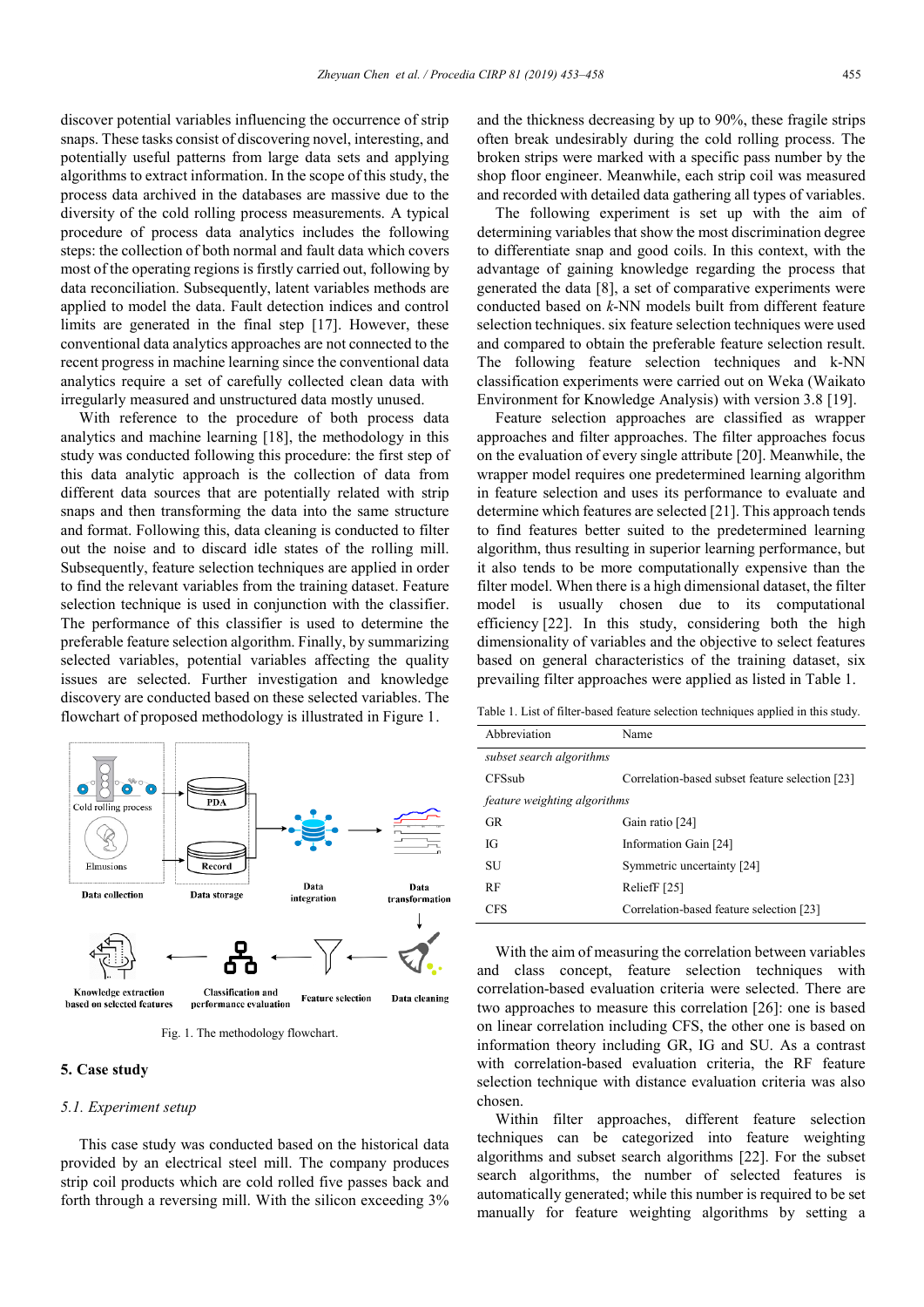discover potential variables influencing the occurrence of strip snaps. These tasks consist of discovering novel, interesting, and potentially useful patterns from large data sets and applying algorithms to extract information. In the scope of this study, the process data archived in the databases are massive due to the diversity of the cold rolling process measurements. A typical procedure of process data analytics includes the following steps: the collection of both normal and fault data which covers most of the operating regions is firstly carried out, following by data reconciliation. Subsequently, latent variables methods are applied to model the data. Fault detection indices and control limits are generated in the final step [17]. However, these conventional data analytics approaches are not connected to the recent progress in machine learning since the conventional data analytics require a set of carefully collected clean data with irregularly measured and unstructured data mostly unused.

With reference to the procedure of both process data analytics and machine learning [18], the methodology in this study was conducted following this procedure: the first step of this data analytic approach is the collection of data from different data sources that are potentially related with strip snaps and then transforming the data into the same structure and format. Following this, data cleaning is conducted to filter out the noise and to discard idle states of the rolling mill. Subsequently, feature selection techniques are applied in order to find the relevant variables from the training dataset. Feature selection technique is used in conjunction with the classifier. The performance of this classifier is used to determine the preferable feature selection algorithm. Finally, by summarizing selected variables, potential variables affecting the quality issues are selected. Further investigation and knowledge discovery are conducted based on these selected variables. The flowchart of proposed methodology is illustrated in Figure 1.

Fig. 1. The methodology flowchart.

## 5. Case study

### 5.1. Experiment setup

This case study was conducted based on the historical data provided by an electrical steel mill. The company produces strip coil products which are cold rolled five passes back and forth through a reversing mill. With the silicon exceeding 3% and the thickness decreasing by up to 90%, these fragile strips often break undesirably during the cold rolling process. The broken strips were marked with a specific pass number by the shop floor engineer. Meanwhile, each strip coil was measured and recorded with detailed data gathering all types of variables.

The following experiment is set up with the aim of determining variables that show the most discrimination degree to differentiate snap and good coils. In this context, with the advantage of gaining knowledge regarding the process that generated the data [8], a set of comparative experiments were conducted based on *k*-NN models built from different feature selection techniques. six feature selection techniques were used and compared to obtain the preferable feature selection result. The following feature selection techniques and k-NN classification experiments were carried out on Weka (Waikato Environment for Knowledge Analysis) with version 3.8 [19].

Feature selection approaches are classified as wrapper approaches and filter approaches. The filter approaches focus on the evaluation of every single attribute [20]. Meanwhile, the wrapper model requires one predetermined learning algorithm in feature selection and uses its performance to evaluate and determine which features are selected [21]. This approach tends to find features better suited to the predetermined learning algorithm, thus resulting in superior learning performance, but it also tends to be more computationally expensive than the filter model. When there is a high dimensional dataset, the filter model is usually chosen due to its computational efficiency [22]. In this study, considering both the high dimensionality of variables and the objective to select features based on general characteristics of the training dataset, six prevailing filter approaches were applied as listed in Table 1.

Table 1. List of filter-based feature selection techniques applied in this study.

| Abbreviation | Name |
|---|---|
| *subset search algorithms* | |
| CFSsub | Correlation-based subset feature selection [23] |
| *feature weighting algorithms* | |
| GR | Gain ratio [24] |
| IG | Information Gain [24] |
| SU | Symmetric uncertainty [24] |
| RF | ReliefF [25] |
| CFS | Correlation-based feature selection [23] |

With the aim of measuring the correlation between variables and class concept, feature selection techniques with correlation-based evaluation criteria were selected. There are two approaches to measure this correlation [26]: one is based on linear correlation including CFS, the other one is based on information theory including GR, IG and SU. As a contrast with correlation-based evaluation criteria, the RF feature selection technique with distance evaluation criteria was also chosen.

Within filter approaches, different feature selection techniques can be categorized into feature weighting algorithms and subset search algorithms [22]. For the subset search algorithms, the number of selected features is automatically generated; while this number is required to be set manually for feature weighting algorithms by setting a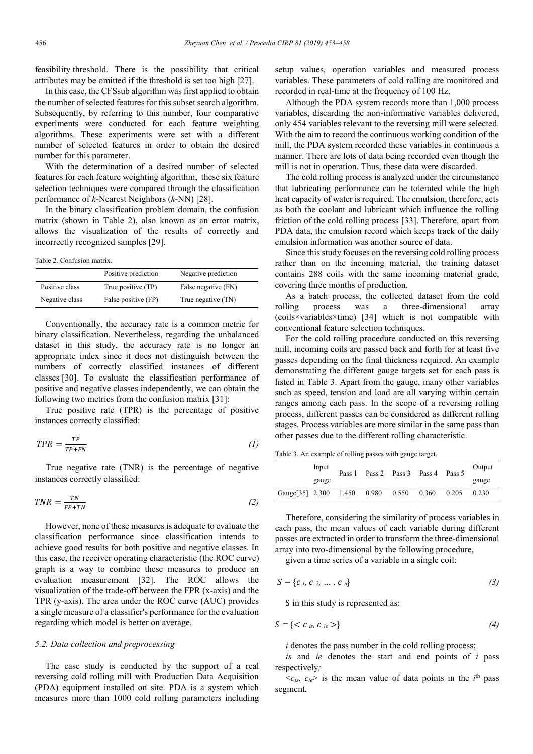feasibility threshold. There is the possibility that critical attributes may be omitted if the threshold is set too high [27].

In this case, the CFSsub algorithm was first applied to obtain the number of selected features for this subset search algorithm. Subsequently, by referring to this number, four comparative experiments were conducted for each feature weighting algorithms. These experiments were set with a different number of selected features in order to obtain the desired number for this parameter.

With the determination of a desired number of selected features for each feature weighting algorithm, these six feature selection techniques were compared through the classification performance of *k*-Nearest Neighbors (*k*-NN) [28].

In the binary classification problem domain, the confusion matrix (shown in Table 2), also known as an error matrix, allows the visualization of the results of correctly and incorrectly recognized samples [29].

Table 2. Confusion matrix.

| | Positive prediction | Negative prediction |
|---|---|---|
| Positive class | True positive (TP) | False negative (FN) |
| Negative class | False positive (FP) | True negative (TN) |

Conventionally, the accuracy rate is a common metric for binary classification. Nevertheless, regarding the unbalanced dataset in this study, the accuracy rate is no longer an appropriate index since it does not distinguish between the numbers of correctly classified instances of different classes [30]. To evaluate the classification performance of positive and negative classes independently, we can obtain the following two metrics from the confusion matrix [31]:

True positive rate (TPR) is the percentage of positive instances correctly classified:

$$TPR = \frac{TP}{TP+FN} \tag{1}$$

True negative rate (TNR) is the percentage of negative instances correctly classified:

$$TNR = \frac{TN}{FP+TN} \tag{2}$$

However, none of these measures is adequate to evaluate the classification performance since classification intends to achieve good results for both positive and negative classes. In this case, the receiver operating characteristic (the ROC curve) graph is a way to combine these measures to produce an evaluation measurement [32]. The ROC allows the visualization of the trade-off between the FPR (x-axis) and the TPR (y-axis). The area under the ROC curve (AUC) provides a single measure of a classifier's performance for the evaluation regarding which model is better on average.

### 5.2. Data collection and preprocessing

The case study is conducted by the support of a real reversing cold rolling mill with Production Data Acquisition (PDA) equipment installed on site. PDA is a system which measures more than 1000 cold rolling parameters including setup values, operation variables and measured process variables. These parameters of cold rolling are monitored and recorded in real-time at the frequency of 100 Hz.

Although the PDA system records more than 1,000 process variables, discarding the non-informative variables delivered, only 454 variables relevant to the reversing mill were selected. With the aim to record the continuous working condition of the mill, the PDA system recorded these variables in continuous a manner. There are lots of data being recorded even though the mill is not in operation. Thus, these data were discarded.

The cold rolling process is analyzed under the circumstance that lubricating performance can be tolerated while the high heat capacity of water is required. The emulsion, therefore, acts as both the coolant and lubricant which influence the rolling friction of the cold rolling process [33]. Therefore, apart from PDA data, the emulsion record which keeps track of the daily emulsion information was another source of data.

Since this study focuses on the reversing cold rolling process rather than on the incoming material, the training dataset contains 288 coils with the same incoming material grade, covering three months of production.

As a batch process, the collected dataset from the cold rolling process was a three-dimensional array (coils×variables×time) [34] which is not compatible with conventional feature selection techniques.

For the cold rolling procedure conducted on this reversing mill, incoming coils are passed back and forth for at least five passes depending on the final thickness required. An example demonstrating the different gauge targets set for each pass is listed in Table 3. Apart from the gauge, many other variables such as speed, tension and load are all varying within certain ranges among each pass. In the scope of a reversing rolling process, different passes can be considered as different rolling stages. Process variables are more similar in the same pass than other passes due to the different rolling characteristic.

Table 3. An example of rolling passes with gauge target.

| | Input gauge | Pass 1 | Pass 2 | Pass 3 | Pass 4 | Pass 5 | Output gauge |
|---|---|---|---|---|---|---|---|
| Gauge[35] | 2.300 | 1.450 | 0.980 | 0.550 | 0.360 | 0.205 | 0.230 |

Therefore, considering the similarity of process variables in each pass, the mean values of each variable during different passes are extracted in order to transform the three-dimensional array into two-dimensional by the following procedure,

given a time series of a variable in a single coil:

$$S = \{c_1, c_2, \ldots, c_n\} \tag{3}$$

S in this study is represented as:

$$S = \{< c_{is}, c_{ie} >\} \tag{4}$$

*i* denotes the pass number in the cold rolling process;

*is* and *ie* denotes the start and end points of *i* pass respectively;

$<c_{is}, c_{ie}>$ is the mean value of data points in the $i^{th}$ pass segment.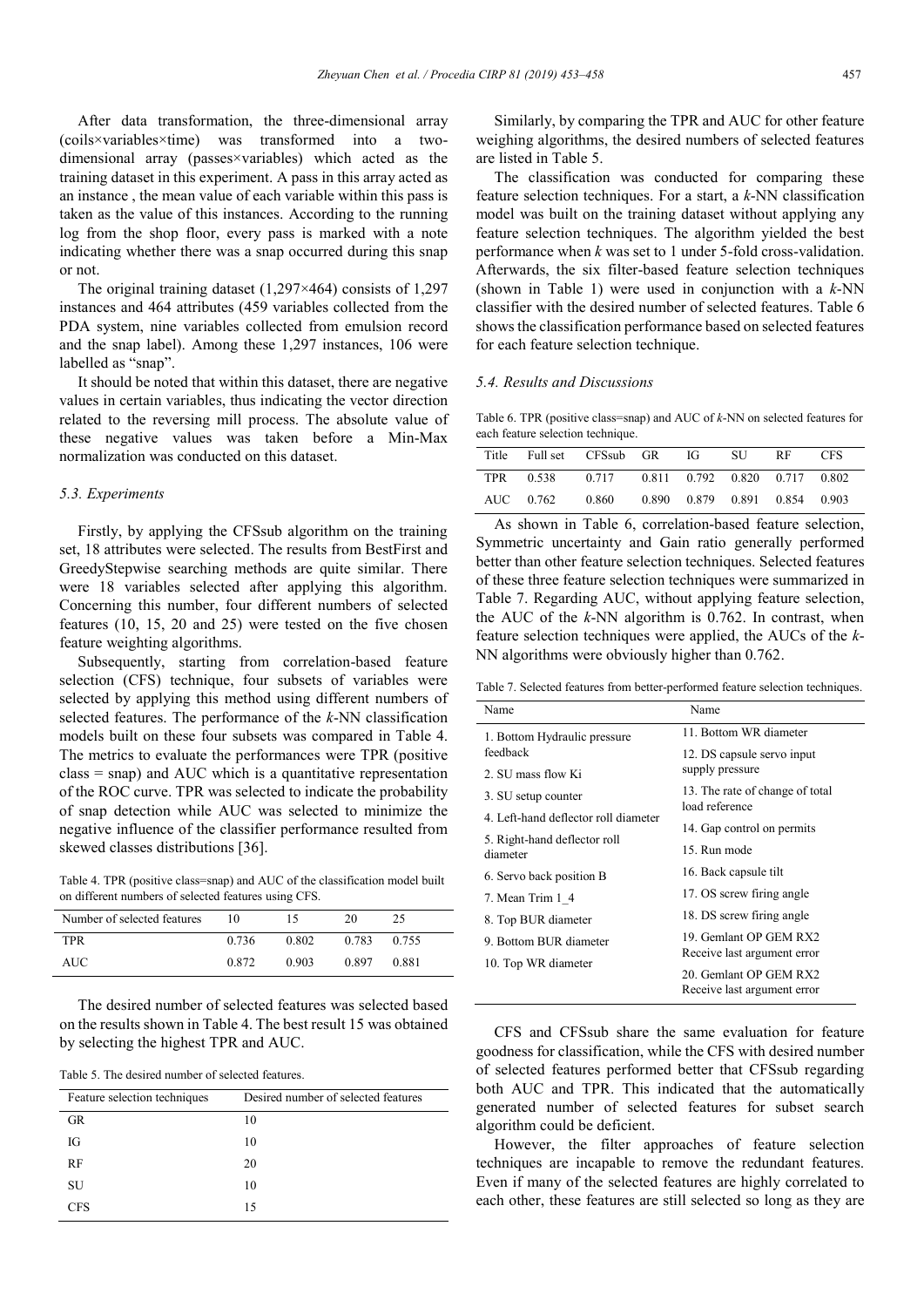After data transformation, the three-dimensional array (coils×variables×time) was transformed into a two-dimensional array (passes×variables) which acted as the training dataset in this experiment. A pass in this array acted as an instance , the mean value of each variable within this pass is taken as the value of this instances. According to the running log from the shop floor, every pass is marked with a note indicating whether there was a snap occurred during this snap or not.

The original training dataset (1,297×464) consists of 1,297 instances and 464 attributes (459 variables collected from the PDA system, nine variables collected from emulsion record and the snap label). Among these 1,297 instances, 106 were labelled as "snap".

It should be noted that within this dataset, there are negative values in certain variables, thus indicating the vector direction related to the reversing mill process. The absolute value of these negative values was taken before a Min-Max normalization was conducted on this dataset.

### 5.3. Experiments

Firstly, by applying the CFSsub algorithm on the training set, 18 attributes were selected. The results from BestFirst and GreedyStepwise searching methods are quite similar. There were 18 variables selected after applying this algorithm. Concerning this number, four different numbers of selected features (10, 15, 20 and 25) were tested on the five chosen feature weighting algorithms.

Subsequently, starting from correlation-based feature selection (CFS) technique, four subsets of variables were selected by applying this method using different numbers of selected features. The performance of the *k*-NN classification models built on these four subsets was compared in Table 4. The metrics to evaluate the performances were TPR (positive class = snap) and AUC which is a quantitative representation of the ROC curve. TPR was selected to indicate the probability of snap detection while AUC was selected to minimize the negative influence of the classifier performance resulted from skewed classes distributions [36].

Table 4. TPR (positive class=snap) and AUC of the classification model built on different numbers of selected features using CFS.

| Number of selected features | 10 | 15 | 20 | 25 |
|---|---|---|---|---|
| TPR | 0.736 | 0.802 | 0.783 | 0.755 |
| AUC | 0.872 | 0.903 | 0.897 | 0.881 |

The desired number of selected features was selected based on the results shown in Table 4. The best result 15 was obtained by selecting the highest TPR and AUC.

Table 5. The desired number of selected features.

| Feature selection techniques | Desired number of selected features |
|---|---|
| GR | 10 |
| IG | 10 |
| RF | 20 |
| SU | 10 |
| CFS | 15 |

Similarly, by comparing the TPR and AUC for other feature weighing algorithms, the desired numbers of selected features are listed in Table 5.

The classification was conducted for comparing these feature selection techniques. For a start, a *k*-NN classification model was built on the training dataset without applying any feature selection techniques. The algorithm yielded the best performance when *k* was set to 1 under 5-fold cross-validation. Afterwards, the six filter-based feature selection techniques (shown in Table 1) were used in conjunction with a *k*-NN classifier with the desired number of selected features. Table 6 shows the classification performance based on selected features for each feature selection technique.

### 5.4. Results and Discussions

Table 6. TPR (positive class=snap) and AUC of *k*-NN on selected features for each feature selection technique.

| Title | Full set | CFSsub | GR | IG | SU | RF | CFS |
|---|---|---|---|---|---|---|---|
| TPR | 0.538 | 0.717 | 0.811 | 0.792 | 0.820 | 0.717 | 0.802 |
| AUC | 0.762 | 0.860 | 0.890 | 0.879 | 0.891 | 0.854 | 0.903 |

As shown in Table 6, correlation-based feature selection, Symmetric uncertainty and Gain ratio generally performed better than other feature selection techniques. Selected features of these three feature selection techniques were summarized in Table 7. Regarding AUC, without applying feature selection, the AUC of the *k*-NN algorithm is 0.762. In contrast, when feature selection techniques were applied, the AUCs of the *k*-NN algorithms were obviously higher than 0.762.

Table 7. Selected features from better-performed feature selection techniques.

| Name | Name |
|---|---|
| 1. Bottom Hydraulic pressure feedback | 11. Bottom WR diameter |
| 2. SU mass flow Ki | 12. DS capsule servo input supply pressure |
| 3. SU setup counter | 13. The rate of change of total load reference |
| 4. Left-hand deflector roll diameter | 14. Gap control on permits |
| 5. Right-hand deflector roll diameter | 15. Run mode |
| 6. Servo back position B | 16. Back capsule tilt |
| 7. Mean Trim 1_4 | 17. OS screw firing angle |
| 8. Top BUR diameter | 18. DS screw firing angle |
| 9. Bottom BUR diameter | 19. Gemlant OP GEM RX2 Receive last argument error |
| 10. Top WR diameter | 20. Gemlant OP GEM RX2 Receive last argument error |

CFS and CFSsub share the same evaluation for feature goodness for classification, while the CFS with desired number of selected features performed better that CFSsub regarding both AUC and TPR. This indicated that the automatically generated number of selected features for subset search algorithm could be deficient.

However, the filter approaches of feature selection techniques are incapable to remove the redundant features. Even if many of the selected features are highly correlated to each other, these features are still selected so long as they are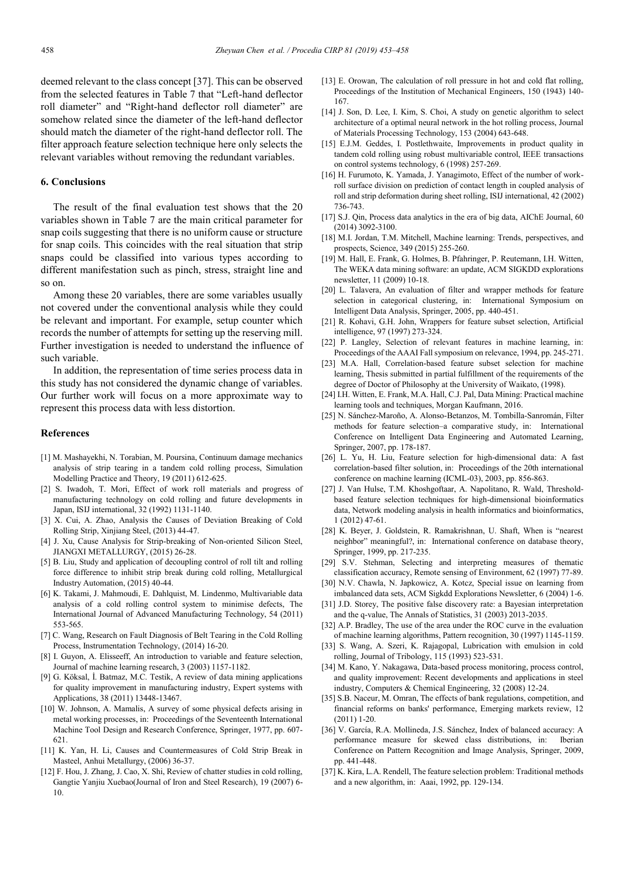deemed relevant to the class concept [37]. This can be observed from the selected features in Table 7 that "Left-hand deflector roll diameter" and "Right-hand deflector roll diameter" are somehow related since the diameter of the left-hand deflector should match the diameter of the right-hand deflector roll. The filter approach feature selection technique here only selects the relevant variables without removing the redundant variables.

## 6. Conclusions

The result of the final evaluation test shows that the 20 variables shown in Table 7 are the main critical parameter for snap coils suggesting that there is no uniform cause or structure for snap coils. This coincides with the real situation that strip snaps could be classified into various types according to different manifestation such as pinch, stress, straight line and so on.

Among these 20 variables, there are some variables usually not covered under the conventional analysis while they could be relevant and important. For example, setup counter which records the number of attempts for setting up the reserving mill. Further investigation is needed to understand the influence of such variable.

In addition, the representation of time series process data in this study has not considered the dynamic change of variables. Our further work will focus on a more approximate way to represent this process data with less distortion.

## References

[1] M. Mashayekhi, N. Torabian, M. Poursina, Continuum damage mechanics analysis of strip tearing in a tandem cold rolling process, Simulation Modelling Practice and Theory, 19 (2011) 612-625.

[2] S. Iwadoh, T. Mori, Effect of work roll materials and progress of manufacturing technology on cold rolling and future developments in Japan, ISIJ international, 32 (1992) 1131-1140.

[3] X. Cui, A. Zhao, Analysis the Causes of Deviation Breaking of Cold Rolling Strip, Xinjiang Steel, (2013) 44-47.

[4] J. Xu, Cause Analysis for Strip-breaking of Non-oriented Silicon Steel, JIANGXI METALLURGY, (2015) 26-28.

[5] B. Liu, Study and application of decoupling control of roll tilt and rolling force difference to inhibit strip break during cold rolling, Metallurgical Industry Automation, (2015) 40-44.

[6] K. Takami, J. Mahmoudi, E. Dahlquist, M. Lindenmo, Multivariable data analysis of a cold rolling control system to minimise defects, The International Journal of Advanced Manufacturing Technology, 54 (2011) 553-565.

[7] C. Wang, Research on Fault Diagnosis of Belt Tearing in the Cold Rolling Process, Instrumentation Technology, (2014) 16-20.

[8] I. Guyon, A. Elisseeff, An introduction to variable and feature selection, Journal of machine learning research, 3 (2003) 1157-1182.

[9] G. Köksal, İ. Batmaz, M.C. Testik, A review of data mining applications for quality improvement in manufacturing industry, Expert systems with Applications, 38 (2011) 13448-13467.

[10] W. Johnson, A. Mamalis, A survey of some physical defects arising in metal working processes, in: Proceedings of the Seventeenth International Machine Tool Design and Research Conference, Springer, 1977, pp. 607-621.

[11] K. Yan, H. Li, Causes and Countermeasures of Cold Strip Break in Masteel, Anhui Metallurgy, (2006) 36-37.

[12] F. Hou, J. Zhang, J. Cao, X. Shi, Review of chatter studies in cold rolling, Gangtie Yanjiu Xuebao(Journal of Iron and Steel Research), 19 (2007) 6-10.

[13] E. Orowan, The calculation of roll pressure in hot and cold flat rolling, Proceedings of the Institution of Mechanical Engineers, 150 (1943) 140-167.

[14] J. Son, D. Lee, I. Kim, S. Choi, A study on genetic algorithm to select architecture of a optimal neural network in the hot rolling process, Journal of Materials Processing Technology, 153 (2004) 643-648.

[15] E.J.M. Geddes, I. Postlethwaite, Improvements in product quality in tandem cold rolling using robust multivariable control, IEEE transactions on control systems technology, 6 (1998) 257-269.

[16] H. Furumoto, K. Yamada, J. Yanagimoto, Effect of the number of work-roll surface division on prediction of contact length in coupled analysis of roll and strip deformation during sheet rolling, ISIJ international, 42 (2002) 736-743.

[17] S.J. Qin, Process data analytics in the era of big data, AIChE Journal, 60 (2014) 3092-3100.

[18] M.I. Jordan, T.M. Mitchell, Machine learning: Trends, perspectives, and prospects, Science, 349 (2015) 255-260.

[19] M. Hall, E. Frank, G. Holmes, B. Pfahringer, P. Reutemann, I.H. Witten, The WEKA data mining software: an update, ACM SIGKDD explorations newsletter, 11 (2009) 10-18.

[20] L. Talavera, An evaluation of filter and wrapper methods for feature selection in categorical clustering, in: International Symposium on Intelligent Data Analysis, Springer, 2005, pp. 440-451.

[21] R. Kohavi, G.H. John, Wrappers for feature subset selection, Artificial intelligence, 97 (1997) 273-324.

[22] P. Langley, Selection of relevant features in machine learning, in: Proceedings of the AAAI Fall symposium on relevance, 1994, pp. 245-271.

[23] M.A. Hall, Correlation-based feature subset selection for machine learning, Thesis submitted in partial fulfillment of the requirements of the degree of Doctor of Philosophy at the University of Waikato, (1998).

[24] I.H. Witten, E. Frank, M.A. Hall, C.J. Pal, Data Mining: Practical machine learning tools and techniques, Morgan Kaufmann, 2016.

[25] N. Sánchez-Maroño, A. Alonso-Betanzos, M. Tombilla-Sanromán, Filter methods for feature selection–a comparative study, in: International Conference on Intelligent Data Engineering and Automated Learning, Springer, 2007, pp. 178-187.

[26] L. Yu, H. Liu, Feature selection for high-dimensional data: A fast correlation-based filter solution, in: Proceedings of the 20th international conference on machine learning (ICML-03), 2003, pp. 856-863.

[27] J. Van Hulse, T.M. Khoshgoftaar, A. Napolitano, R. Wald, Threshold-based feature selection techniques for high-dimensional bioinformatics data, Network modeling analysis in health informatics and bioinformatics, 1 (2012) 47-61.

[28] K. Beyer, J. Goldstein, R. Ramakrishnan, U. Shaft, When is "nearest neighbor" meaningful?, in: International conference on database theory, Springer, 1999, pp. 217-235.

[29] S.V. Stehman, Selecting and interpreting measures of thematic classification accuracy, Remote sensing of Environment, 62 (1997) 77-89.

[30] N.V. Chawla, N. Japkowicz, A. Kotcz, Special issue on learning from imbalanced data sets, ACM Sigkdd Explorations Newsletter, 6 (2004) 1-6.

[31] J.D. Storey, The positive false discovery rate: a Bayesian interpretation and the q-value, The Annals of Statistics, 31 (2003) 2013-2035.

[32] A.P. Bradley, The use of the area under the ROC curve in the evaluation of machine learning algorithms, Pattern recognition, 30 (1997) 1145-1159.

[33] S. Wang, A. Szeri, K. Rajagopal, Lubrication with emulsion in cold rolling, Journal of Tribology, 115 (1993) 523-531.

[34] M. Kano, Y. Nakagawa, Data-based process monitoring, process control, and quality improvement: Recent developments and applications in steel industry, Computers & Chemical Engineering, 32 (2008) 12-24.

[35] S.B. Naceur, M. Omran, The effects of bank regulations, competition, and financial reforms on banks' performance, Emerging markets review, 12 (2011) 1-20.

[36] V. García, R.A. Mollineda, J.S. Sánchez, Index of balanced accuracy: A performance measure for skewed class distributions, in: Iberian Conference on Pattern Recognition and Image Analysis, Springer, 2009, pp. 441-448.

[37] K. Kira, L.A. Rendell, The feature selection problem: Traditional methods and a new algorithm, in: Aaai, 1992, pp. 129-134.